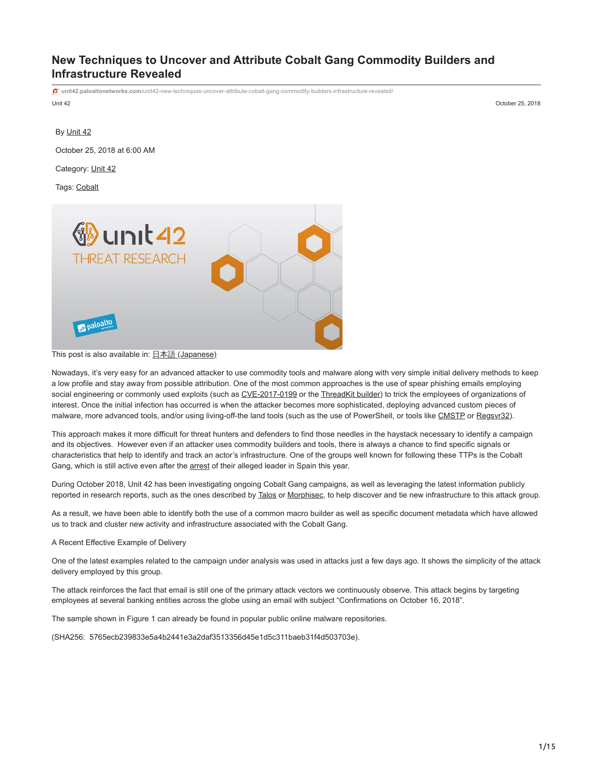# New Techniques to Uncover and Attribute Cobalt Gang Commodity Builders and Infrastructure Revealed

unit42.paloaltonetworks.com/unit42-new-techniques-uncover-attribute-cobalt-gang-commodity-builders-infrastructure-revealed/

Unit 42

October 25, 2018

By Unit 42

October 25, 2018 at 6:00 AM

Category: Unit 42

Tags: Cobalt

This post is also available in: 日本語 (Japanese)

Nowadays, it's very easy for an advanced attacker to use commodity tools and malware along with very simple initial delivery methods to keep a low profile and stay away from possible attribution. One of the most common approaches is the use of spear phishing emails employing social engineering or commonly used exploits (such as CVE-2017-0199 or the ThreadKit builder) to trick the employees of organizations of interest. Once the initial infection has occurred is when the attacker becomes more sophisticated, deploying advanced custom pieces of malware, more advanced tools, and/or using living-off-the land tools (such as the use of PowerShell, or tools like CMSTP or Regsvr32).

This approach makes it more difficult for threat hunters and defenders to find those needles in the haystack necessary to identify a campaign and its objectives. However even if an attacker uses commodity builders and tools, there is always a chance to find specific signals or characteristics that help to identify and track an actor's infrastructure. One of the groups well known for following these TTPs is the Cobalt Gang, which is still active even after the arrest of their alleged leader in Spain this year.

During October 2018, Unit 42 has been investigating ongoing Cobalt Gang campaigns, as well as leveraging the latest information publicly reported in research reports, such as the ones described by Talos or Morphisec, to help discover and tie new infrastructure to this attack group.

As a result, we have been able to identify both the use of a common macro builder as well as specific document metadata which have allowed us to track and cluster new activity and infrastructure associated with the Cobalt Gang.

A Recent Effective Example of Delivery

One of the latest examples related to the campaign under analysis was used in attacks just a few days ago. It shows the simplicity of the attack delivery employed by this group.

The attack reinforces the fact that email is still one of the primary attack vectors we continuously observe. This attack begins by targeting employees at several banking entities across the globe using an email with subject "Confirmations on October 16, 2018".

The sample shown in Figure 1 can already be found in popular public online malware repositories.

(SHA256: 5765ecb239833e5a4b2441e3a2daf3513356d45e1d5c311baeb31f4d503703e).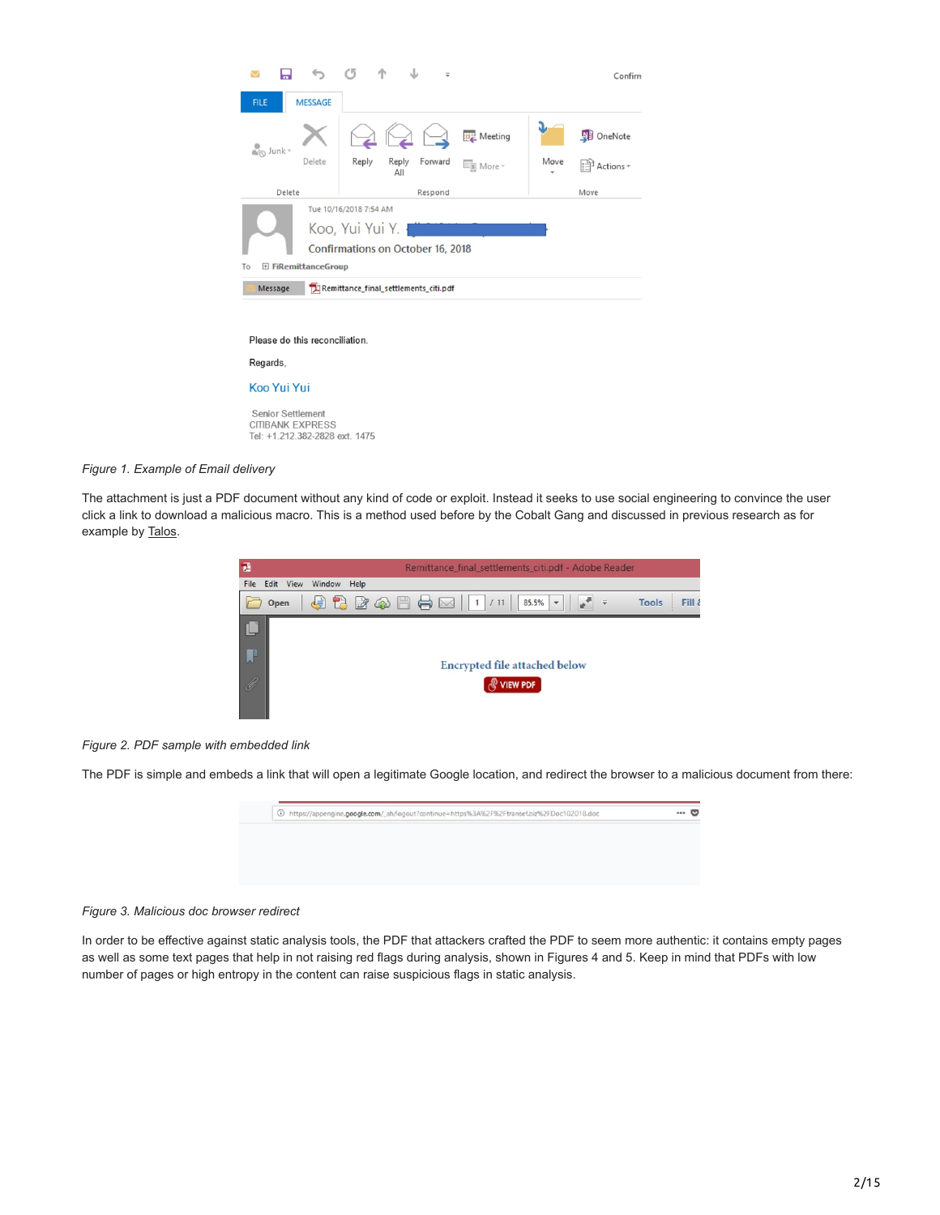*Figure 1. Example of Email delivery*

The attachment is just a PDF document without any kind of code or exploit. Instead it seeks to use social engineering to convince the user click a link to download a malicious macro. This is a method used before by the Cobalt Gang and discussed in previous research as for example by Talos.

*Figure 2. PDF sample with embedded link*

The PDF is simple and embeds a link that will open a legitimate Google location, and redirect the browser to a malicious document from there:

*Figure 3. Malicious doc browser redirect*

In order to be effective against static analysis tools, the PDF that attackers crafted the PDF to seem more authentic: it contains empty pages as well as some text pages that help in not raising red flags during analysis, shown in Figures 4 and 5. Keep in mind that PDFs with low number of pages or high entropy in the content can raise suspicious flags in static analysis.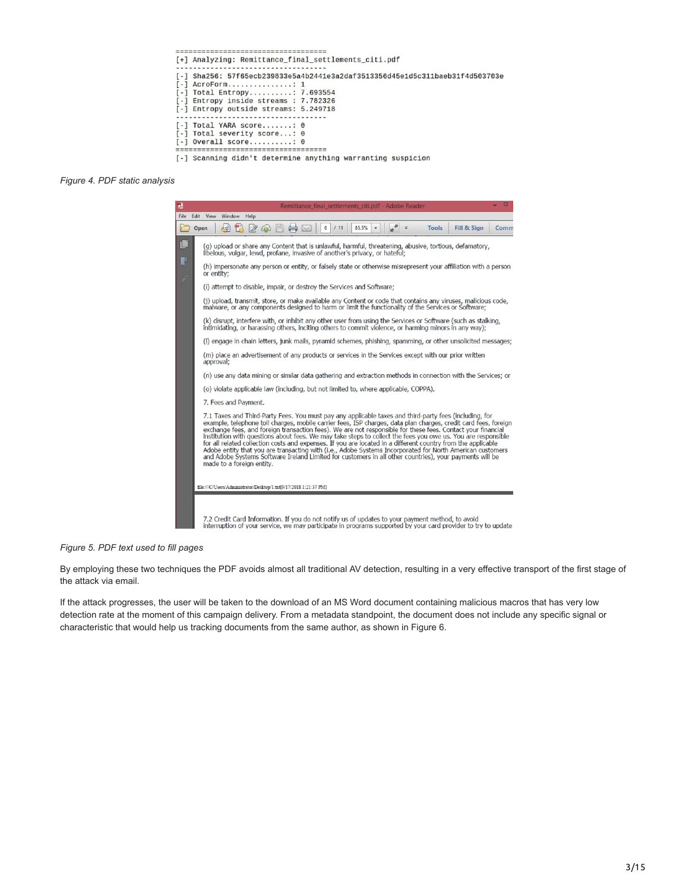```
===================================
[+] Analyzing: Remittance_final_settlements_citi.pdf
-----------------------------------
[-] Sha256: 57f65ecb239833e5a4b2441e3a2daf3513356d45e1d5c311baeb31f4d503703e
[-] AcroForm...............: 1
[-] Total Entropy..........: 7.693554
[-] Entropy inside streams : 7.782326
[-] Entropy outside streams: 5.249718
-----------------------------------
[-] Total YARA score.......: 0
[-] Total severity score...: 0
[-] Overall score..........: 0
===================================
[-] Scanning didn't determine anything warranting suspicion
```

*Figure 4. PDF static analysis*

*Figure 5. PDF text used to fill pages*

By employing these two techniques the PDF avoids almost all traditional AV detection, resulting in a very effective transport of the first stage of the attack via email.

If the attack progresses, the user will be taken to the download of an MS Word document containing malicious macros that has very low detection rate at the moment of this campaign delivery. From a metadata standpoint, the document does not include any specific signal or characteristic that would help us tracking documents from the same author, as shown in Figure 6.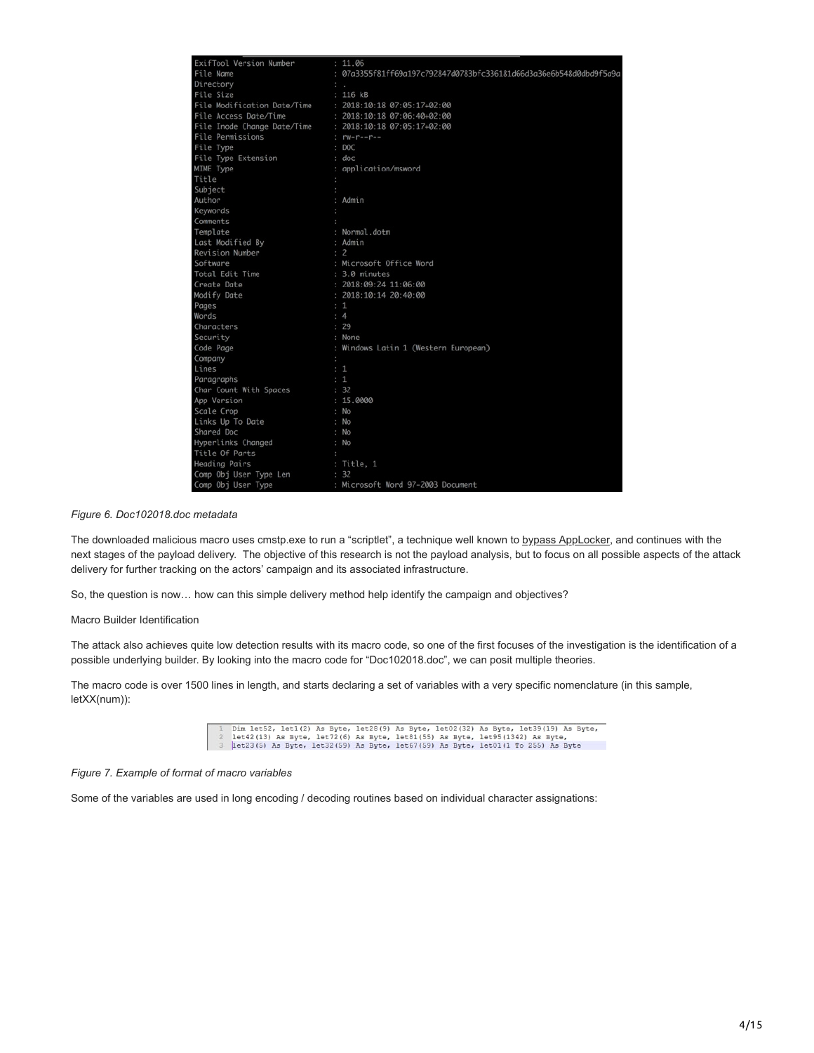```
ExifTool Version Number         : 11.06
File Name                       : 07a3355f81ff69a197c792847d0783bfc336181d66d3a36e6b548d0dbd9f5a9a
Directory                       : .
File Size                       : 116 kB
File Modification Date/Time     : 2018:10:18 07:05:17+02:00
File Access Date/Time           : 2018:10:18 07:06:40+02:00
File Inode Change Date/Time     : 2018:10:18 07:05:17+02:00
File Permissions                : rw-r--r--
File Type                       : DOC
File Type Extension             : doc
MIME Type                       : application/msword
Title                           :
Subject                         :
Author                          : Admin
Keywords                        :
Comments                        :
Template                        : Normal.dotm
Last Modified By                : Admin
Revision Number                 : 2
Software                        : Microsoft Office Word
Total Edit Time                 : 3.0 minutes
Create Date                     : 2018:09:24 11:06:00
Modify Date                     : 2018:10:14 20:40:00
Pages                           : 1
Words                           : 4
Characters                      : 29
Security                        : None
Code Page                       : Windows Latin 1 (Western European)
Company                         :
Lines                           : 1
Paragraphs                      : 1
Char Count With Spaces          : 32
App Version                     : 15.0000
Scale Crop                      : No
Links Up To Date                : No
Shared Doc                      : No
Hyperlinks Changed              : No
Title Of Parts                  :
Heading Pairs                   : Title, 1
Comp Obj User Type Len          : 32
Comp Obj User Type              : Microsoft Word 97-2003 Document
```

*Figure 6. Doc102018.doc metadata*

The downloaded malicious macro uses cmstp.exe to run a "scriptlet", a technique well known to bypass AppLocker, and continues with the next stages of the payload delivery. The objective of this research is not the payload analysis, but to focus on all possible aspects of the attack delivery for further tracking on the actors' campaign and its associated infrastructure.

So, the question is now… how can this simple delivery method help identify the campaign and objectives?

Macro Builder Identification

The attack also achieves quite low detection results with its macro code, so one of the first focuses of the investigation is the identification of a possible underlying builder. By looking into the macro code for "Doc102018.doc", we can posit multiple theories.

The macro code is over 1500 lines in length, and starts declaring a set of variables with a very specific nomenclature (in this sample, letXX(num)):

```
1  Dim let52, let1(2) As Byte, let28(9) As Byte, let02(32) As Byte, let39(19) As Byte,
2  let42(13) As Byte, let72(6) As Byte, let81(55) As Byte, let95(1342) As Byte,
3  let23(5) As Byte, let32(59) As Byte, let67(59) As Byte, let01(1 To 255) As Byte
```

*Figure 7. Example of format of macro variables*

Some of the variables are used in long encoding / decoding routines based on individual character assignations: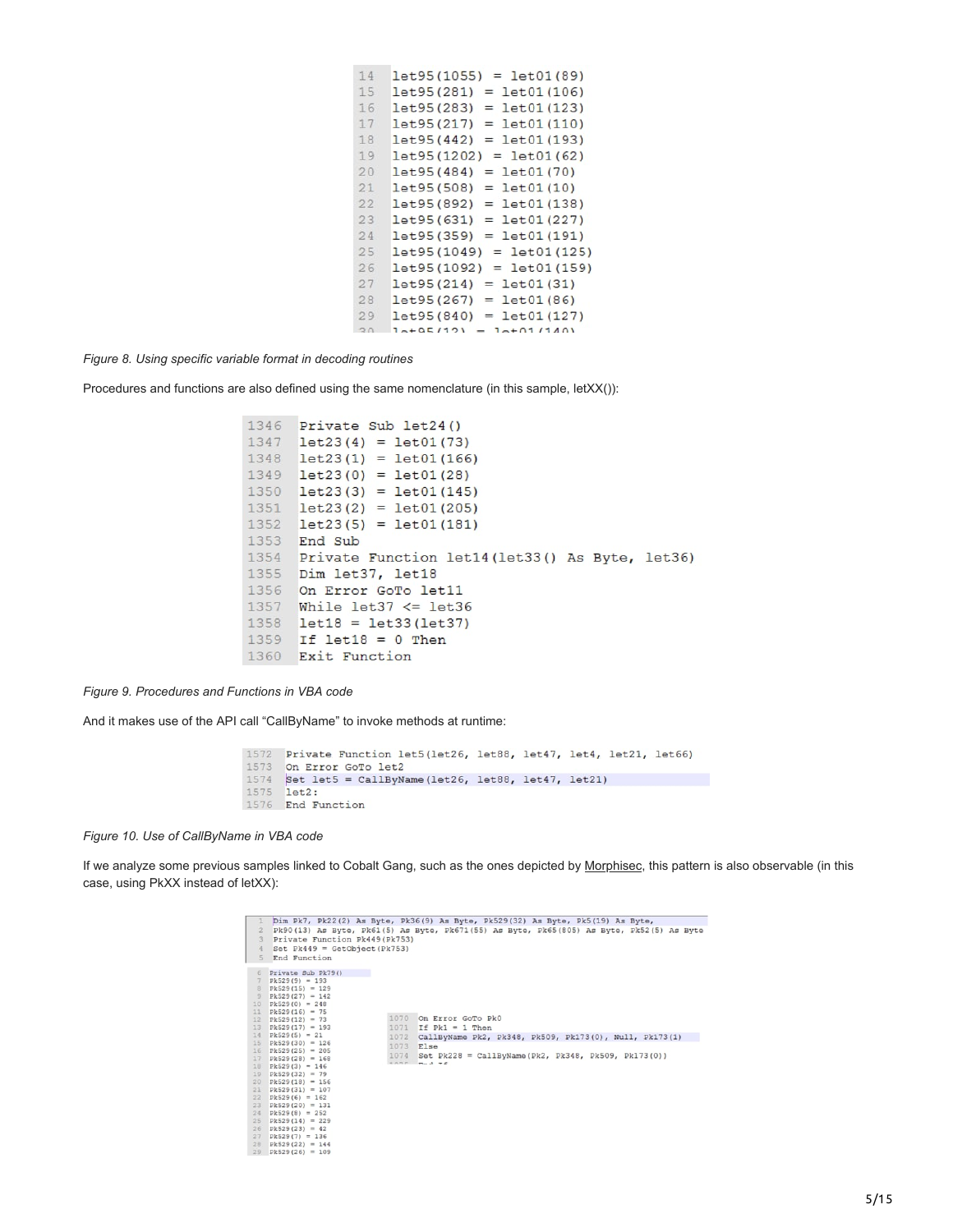```
14  let95(1055) = let01(89)
15  let95(281) = let01(106)
16  let95(283) = let01(123)
17  let95(217) = let01(110)
18  let95(442) = let01(193)
19  let95(1202) = let01(62)
20  let95(484) = let01(70)
21  let95(508) = let01(10)
22  let95(892) = let01(138)
23  let95(631) = let01(227)
24  let95(359) = let01(191)
25  let95(1049) = let01(125)
26  let95(1092) = let01(159)
27  let95(214) = let01(31)
28  let95(267) = let01(86)
29  let95(840) = let01(127)
```

*Figure 8. Using specific variable format in decoding routines*

Procedures and functions are also defined using the same nomenclature (in this sample, letXX()):

```
1346  Private Sub let24()
1347  let23(4) = let01(73)
1348  let23(1) = let01(166)
1349  let23(0) = let01(28)
1350  let23(3) = let01(145)
1351  let23(2) = let01(205)
1352  let23(5) = let01(181)
1353  End Sub
1354  Private Function let14(let33() As Byte, let36)
1355  Dim let37, let18
1356  On Error GoTo let11
1357  While let37 <= let36
1358  let18 = let33(let37)
1359  If let18 = 0 Then
1360  Exit Function
```

*Figure 9. Procedures and Functions in VBA code*

And it makes use of the API call "CallByName" to invoke methods at runtime:

```
1572  Private Function let5(let26, let88, let47, let4, let21, let66)
1573  On Error GoTo let2
1574  Set let5 = CallByName(let26, let88, let47, let21)
1575  let2:
1576  End Function
```

*Figure 10. Use of CallByName in VBA code*

If we analyze some previous samples linked to Cobalt Gang, such as the ones depicted by Morphisec, this pattern is also observable (in this case, using PkXX instead of letXX):

```
1  Dim Pk7, Pk22(2) As Byte, Pk36(9) As Byte, Pk529(32) As Byte, Pk5(19) As Byte,
2  Pk90(13) As Byte, Pk61(5) As Byte, Pk671(55) As Byte, Pk65(805) As Byte, Pk52(5) As Byte
3  Private Function Pk449(Pk753)
4  Set Pk449 = GetObject(Pk753)
5  End Function

6  Private Sub Pk79()
7  Pk529(9) = 193
8  Pk529(15) = 129
9  Pk529(27) = 142
10 Pk529(0) = 248
11 Pk529(16) = 75
12 Pk529(12) = 73
13 Pk529(17) = 193
14 Pk529(5) = 21
15 Pk529(30) = 126
16 Pk529(25) = 205
17 Pk529(29) = 168
18 Pk529(3) = 146
19 Pk529(32) = 79
20 Pk529(18) = 156
21 Pk529(31) = 107
22 Pk529(6) = 162
23 Pk529(20) = 131
24 Pk529(8) = 252
25 Pk529(14) = 229
26 Pk529(23) = 42
27 Pk529(7) = 136
28 Pk529(22) = 144
29 Pk529(26) = 109
```

```
1070  On Error GoTo Pk0
1071  If Pk1 = 1 Then
1072  CallByName Pk2, Pk348, Pk509, Pk173(0), Null, Pk173(1)
1073  Else
1074  Set Pk228 = CallByName(Pk2, Pk348, Pk509, Pk173(0))
```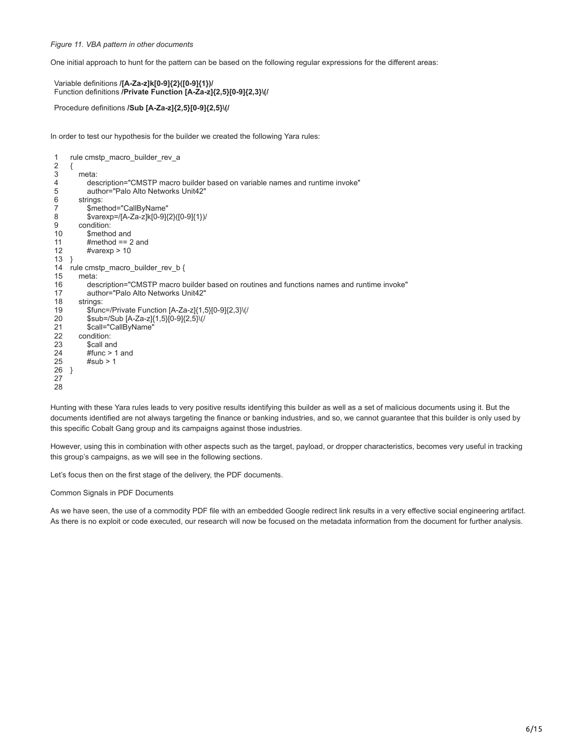*Figure 11. VBA pattern in other documents*

One initial approach to hunt for the pattern can be based on the following regular expressions for the different areas:

Variable definitions **/[A-Za-z]k[0-9]{2}([0-9]{1})/**
Function definitions **/Private Function [A-Za-z]{2,5}[0-9]{2,3}\(/**

Procedure definitions **/Sub [A-Za-z]{2,5}[0-9]{2,5}\(/**

In order to test our hypothesis for the builder we created the following Yara rules:

```
1   rule cmstp_macro_builder_rev_a
2   {
3      meta:
4         description="CMSTP macro builder based on variable names and runtime invoke"
5         author="Palo Alto Networks Unit42"
6      strings:
7         $method="CallByName"
8         $varexp=/[A-Za-z]k[0-9]{2}([0-9]{1})/
9      condition:
10        $method and
11        #method == 2 and
12        #varexp > 10
13  }
14  rule cmstp_macro_builder_rev_b {
15     meta:
16        description="CMSTP macro builder based on routines and functions names and runtime invoke"
17        author="Palo Alto Networks Unit42"
18     strings:
19        $func=/Private Function [A-Za-z]{1,5}[0-9]{2,3}\(/
20        $sub=/Sub [A-Za-z]{1,5}[0-9]{2,5}\(/
21        $call="CallByName"
22     condition:
23        $call and
24        #func > 1 and
25        #sub > 1
26  }
27
28
```

Hunting with these Yara rules leads to very positive results identifying this builder as well as a set of malicious documents using it. But the documents identified are not always targeting the finance or banking industries, and so, we cannot guarantee that this builder is only used by this specific Cobalt Gang group and its campaigns against those industries.

However, using this in combination with other aspects such as the target, payload, or dropper characteristics, becomes very useful in tracking this group's campaigns, as we will see in the following sections.

Let's focus then on the first stage of the delivery, the PDF documents.

Common Signals in PDF Documents

As we have seen, the use of a commodity PDF file with an embedded Google redirect link results in a very effective social engineering artifact. As there is no exploit or code executed, our research will now be focused on the metadata information from the document for further analysis.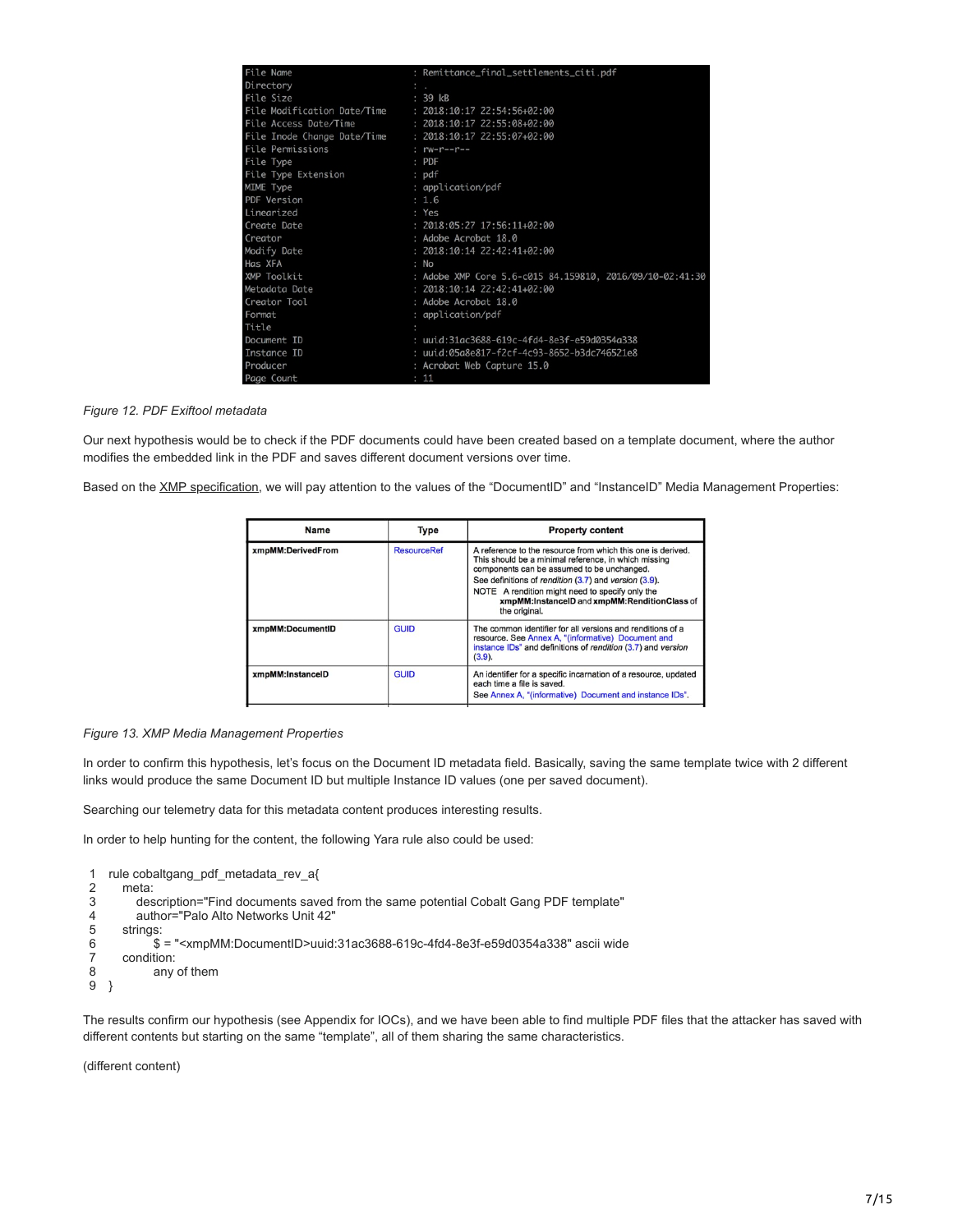```
File Name                       : Remittance_final_settlements_citi.pdf
Directory                       : .
File Size                       : 39 kB
File Modification Date/Time     : 2018:10:17 22:54:56+02:00
File Access Date/Time           : 2018:10:17 22:55:08+02:00
File Inode Change Date/Time     : 2018:10:17 22:55:07+02:00
File Permissions                : rw-r--r--
File Type                       : PDF
File Type Extension             : pdf
MIME Type                       : application/pdf
PDF Version                     : 1.6
Linearized                      : Yes
Create Date                     : 2018:05:27 17:56:11+02:00
Creator                         : Adobe Acrobat 18.0
Modify Date                     : 2018:10:14 22:42:41+02:00
Has XFA                         : No
XMP Toolkit                     : Adobe XMP Core 5.6-c015 84.159810, 2016/09/10-02:41:30
Metadata Date                   : 2018:10:14 22:42:41+02:00
Creator Tool                    : Adobe Acrobat 18.0
Format                          : application/pdf
Title                           :
Document ID                     : uuid:31ac3688-619c-4fd4-8e3f-e59d0354a338
Instance ID                     : uuid:05a8e817-f2cf-4c93-8652-b3dc746521e8
Producer                        : Acrobat Web Capture 15.0
Page Count                      : 11
```

*Figure 12. PDF Exiftool metadata*

Our next hypothesis would be to check if the PDF documents could have been created based on a template document, where the author modifies the embedded link in the PDF and saves different document versions over time.

Based on the XMP specification, we will pay attention to the values of the "DocumentID" and "InstanceID" Media Management Properties:

| Name | Type | Property content |
|---|---|---|
| **xmpMM:DerivedFrom** | ResourceRef | A reference to the resource from which this one is derived. This should be a minimal reference, in which missing components can be assumed to be unchanged. See definitions of *rendition* (3.7) and *version* (3.9). NOTE A rendition might need to specify only the **xmpMM:InstanceID** and **xmpMM:RenditionClass** of the original. |
| **xmpMM:DocumentID** | GUID | The common identifier for all versions and renditions of a resource. See Annex A, "(informative) Document and instance IDs" and definitions of *rendition* (3.7) and *version* (3.9). |
| **xmpMM:InstanceID** | GUID | An identifier for a specific incarnation of a resource, updated each time a file is saved. See Annex A, "(informative) Document and instance IDs". |

*Figure 13. XMP Media Management Properties*

In order to confirm this hypothesis, let's focus on the Document ID metadata field. Basically, saving the same template twice with 2 different links would produce the same Document ID but multiple Instance ID values (one per saved document).

Searching our telemetry data for this metadata content produces interesting results.

In order to help hunting for the content, the following Yara rule also could be used:

```
1  rule cobaltgang_pdf_metadata_rev_a{
2    meta:
3      description="Find documents saved from the same potential Cobalt Gang PDF template"
4      author="Palo Alto Networks Unit 42"
5    strings:
6      $ = "<xmpMM:DocumentID>uuid:31ac3688-619c-4fd4-8e3f-e59d0354a338" ascii wide
7    condition:
8      any of them
9  }
```

The results confirm our hypothesis (see Appendix for IOCs), and we have been able to find multiple PDF files that the attacker has saved with different contents but starting on the same "template", all of them sharing the same characteristics.

(different content)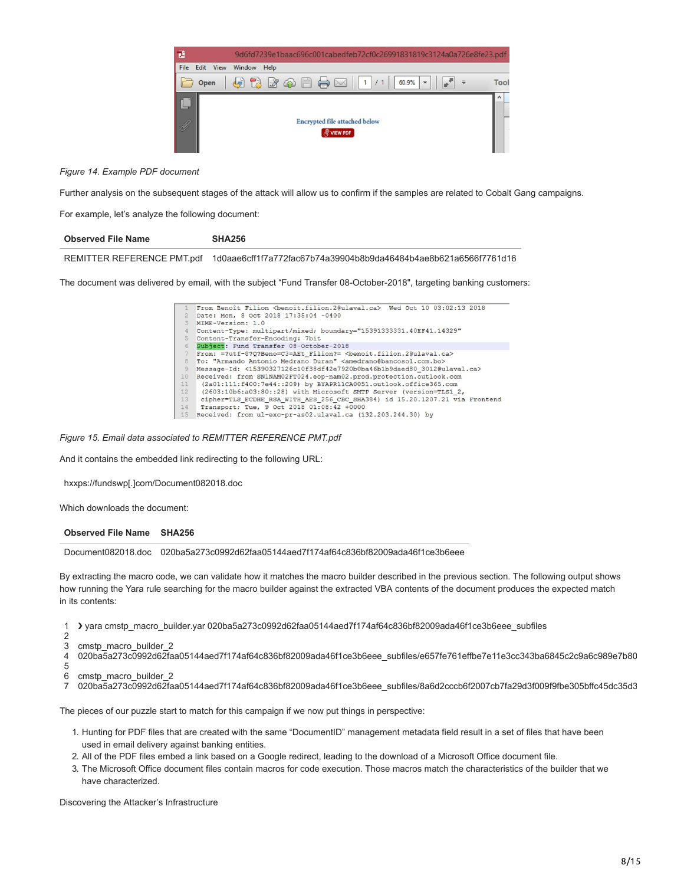*Figure 14. Example PDF document*

Further analysis on the subsequent stages of the attack will allow us to confirm if the samples are related to Cobalt Gang campaigns.

For example, let's analyze the following document:

| Observed File Name | SHA256 |
|---|---|
| REMITTER REFERENCE PMT.pdf | 1d0aae6cff1f7a772fac67b74a39904b8b9da46484b4ae8b621a6566f7761d16 |

The document was delivered by email, with the subject "Fund Transfer 08-October-2018", targeting banking customers:

```
1  From Benoît Filion <benoit.filion.2@ulaval.ca>  Wed Oct 10 03:02:13 2018
2  Date: Mon, 8 Oct 2018 17:35:04 -0400
3  MIME-Version: 1.0
4  Content-Type: multipart/mixed; boundary="15391333331.40EF41.14329"
5  Content-Transfer-Encoding: 7bit
6  Subject: Fund Transfer 08-October-2018
7  From: =?utf-8?Q?Beno=C3=AEt_Filion?= <benoit.filion.2@ulaval.ca>
8  To: "Armando Antonio Medrano Duran" <amedrano@bancosol.com.bo>
9  Message-Id: <15390327126c10f38df42e7920b0ba46b1b9daed80_3012@ulaval.ca>
10 Received: from SN1NAM02FT024.eop-nam02.prod.protection.outlook.com
11  (2a01:111:f400:7e44::209) by BYAPR11CA0051.outlook.office365.com
12  (2603:10b6:a03:80::28) with Microsoft SMTP Server (version=TLS1_2,
13  cipher=TLS_ECDHE_RSA_WITH_AES_256_CBC_SHA384) id 15.20.1207.21 via Frontend
14  Transport; Tue, 9 Oct 2018 01:08:42 +0000
15 Received: from ul-exc-pr-as02.ulaval.ca (132.203.244.30) by
```

*Figure 15. Email data associated to REMITTER REFERENCE PMT.pdf*

And it contains the embedded link redirecting to the following URL:

hxxps://fundswp[.]com/Document082018.doc

Which downloads the document:

| Observed File Name | SHA256 |
|---|---|
| Document082018.doc | 020ba5a273c0992d62faa05144aed7f174af64c836bf82009ada46f1ce3b6eee |

By extracting the macro code, we can validate how it matches the macro builder described in the previous section. The following output shows how running the Yara rule searching for the macro builder against the extracted VBA contents of the document produces the expected match in its contents:

```
1  ❯ yara cmstp_macro_builder.yar 020ba5a273c0992d62faa05144aed7f174af64c836bf82009ada46f1ce3b6eee_subfiles
2
3  cmstp_macro_builder_2
4  020ba5a273c0992d62faa05144aed7f174af64c836bf82009ada46f1ce3b6eee_subfiles/e657fe761effbe7e11e3cc343ba6845c2c9a6c989e7b80
5
6  cmstp_macro_builder_2
7  020ba5a273c0992d62faa05144aed7f174af64c836bf82009ada46f1ce3b6eee_subfiles/8a6d2cccb6f2007cb7fa29d3f009f9fbe305bffc45dc35d3
```

The pieces of our puzzle start to match for this campaign if we now put things in perspective:

1. Hunting for PDF files that are created with the same "DocumentID" management metadata field result in a set of files that have been used in email delivery against banking entities.
2. All of the PDF files embed a link based on a Google redirect, leading to the download of a Microsoft Office document file.
3. The Microsoft Office document files contain macros for code execution. Those macros match the characteristics of the builder that we have characterized.

Discovering the Attacker's Infrastructure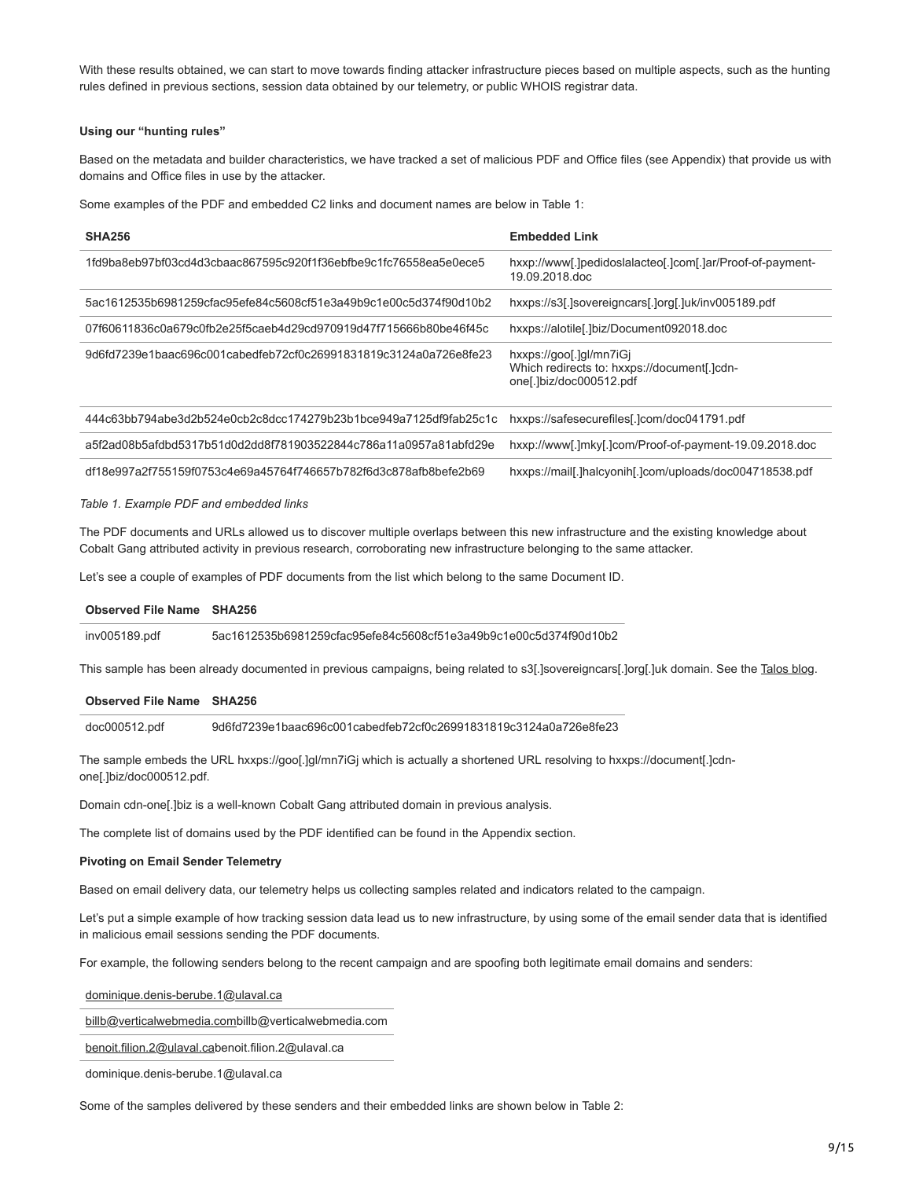With these results obtained, we can start to move towards finding attacker infrastructure pieces based on multiple aspects, such as the hunting rules defined in previous sections, session data obtained by our telemetry, or public WHOIS registrar data.

**Using our "hunting rules"**

Based on the metadata and builder characteristics, we have tracked a set of malicious PDF and Office files (see Appendix) that provide us with domains and Office files in use by the attacker.

Some examples of the PDF and embedded C2 links and document names are below in Table 1:

| SHA256 | Embedded Link |
|---|---|
| 1fd9ba8eb97bf03cd4d3cbaac867595c920f1f36ebfbe9c1fc76558ea5e0ece5 | hxxp://www[.]pedidoslalacteo[.]com[.]ar/Proof-of-payment-19.09.2018.doc |
| 5ac1612535b6981259cfac95efe84c5608cf51e3a49b9c1e00c5d374f90d10b2 | hxxps://s3[.]sovereigncars[.]org[.]uk/inv005189.pdf |
| 07f60611836c0a679c0fb2e25f5caeb4d29cd970919d47f715666b80be46f45c | hxxps://alotile[.]biz/Document092018.doc |
| 9d6fd7239e1baac696c001cabedfeb72cf0c26991831819c3124a0a726e8fe23 | hxxps://goo[.]gl/mn7iGj Which redirects to: hxxps://document[.]cdn-one[.]biz/doc000512.pdf |
| 444c63bb794abe3d2b524e0cb2c8dcc174279b23b1bce949a7125df9fab25c1c | hxxps://safesecurefiles[.]com/doc041791.pdf |
| a5f2ad08b5afdbd5317b51d0d2dd8f781903522844c786a11a0957a81abfd29e | hxxp://www[.]mky[.]com/Proof-of-payment-19.09.2018.doc |
| df18e997a2f755159f0753c4e69a45764f746657b782f6d3c878afb8befe2b69 | hxxps://mail[.]halcyonih[.]com/uploads/doc004718538.pdf |

*Table 1. Example PDF and embedded links*

The PDF documents and URLs allowed us to discover multiple overlaps between this new infrastructure and the existing knowledge about Cobalt Gang attributed activity in previous research, corroborating new infrastructure belonging to the same attacker.

Let's see a couple of examples of PDF documents from the list which belong to the same Document ID.

| Observed File Name | SHA256 |
|---|---|
| inv005189.pdf | 5ac1612535b6981259cfac95efe84c5608cf51e3a49b9c1e00c5d374f90d10b2 |

This sample has been already documented in previous campaigns, being related to s3[.]sovereigncars[.]org[.]uk domain. See the Talos blog.

| Observed File Name | SHA256 |
|---|---|
| doc000512.pdf | 9d6fd7239e1baac696c001cabedfeb72cf0c26991831819c3124a0a726e8fe23 |

The sample embeds the URL hxxps://goo[.]gl/mn7iGj which is actually a shortened URL resolving to hxxps://document[.]cdn-one[.]biz/doc000512.pdf.

Domain cdn-one[.]biz is a well-known Cobalt Gang attributed domain in previous analysis.

The complete list of domains used by the PDF identified can be found in the Appendix section.

**Pivoting on Email Sender Telemetry**

Based on email delivery data, our telemetry helps us collecting samples related and indicators related to the campaign.

Let's put a simple example of how tracking session data lead us to new infrastructure, by using some of the email sender data that is identified in malicious email sessions sending the PDF documents.

For example, the following senders belong to the recent campaign and are spoofing both legitimate email domains and senders:

| |
|---|
| dominique.denis-berube.1@ulaval.ca |
| billb@verticalwebmedia.combillb@verticalwebmedia.com |
| benoit.filion.2@ulaval.cabenoit.filion.2@ulaval.ca |
| dominique.denis-berube.1@ulaval.ca |

Some of the samples delivered by these senders and their embedded links are shown below in Table 2: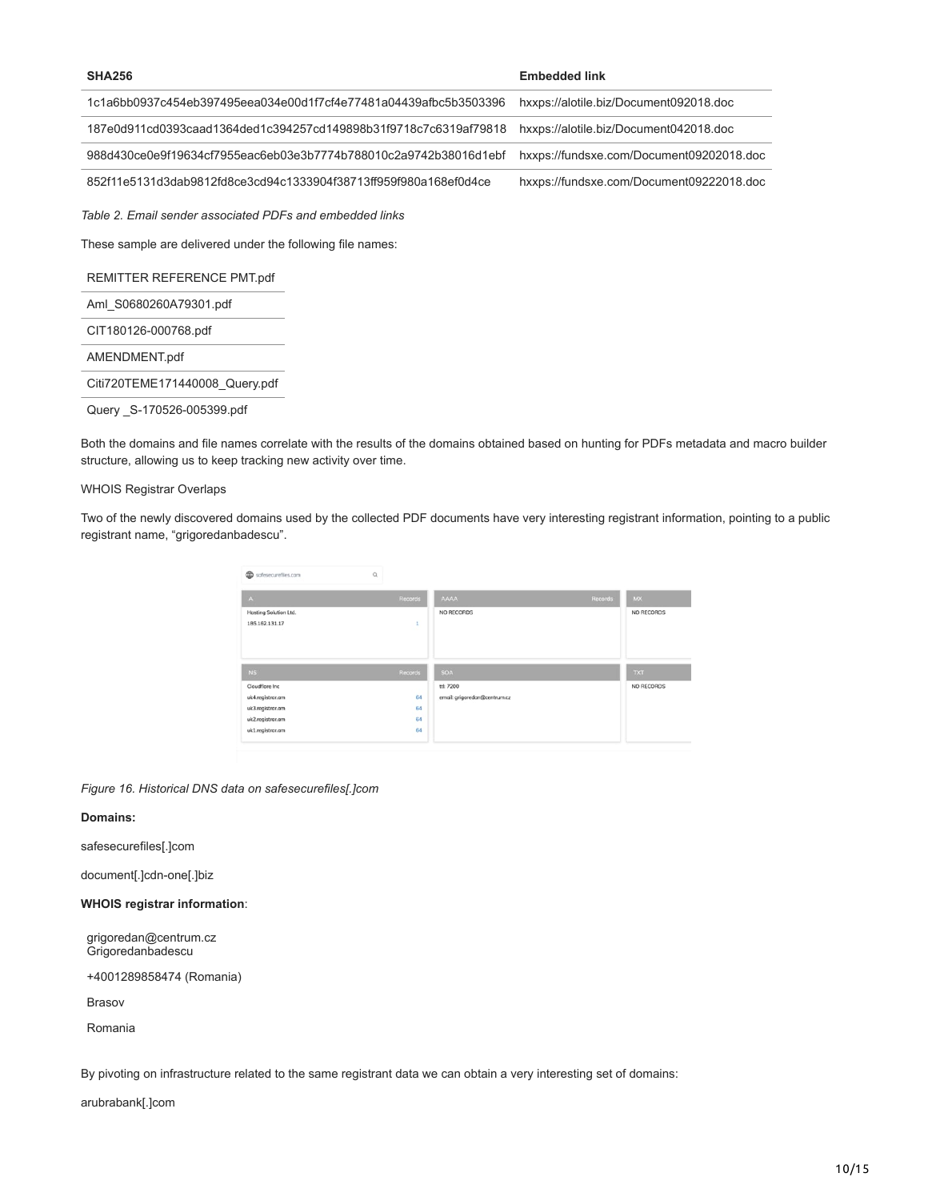| SHA256 | Embedded link |
| --- | --- |
| 1c1a6bb0937c454eb397495eea034e00d1f7cf4e77481a04439afbc5b3503396 | hxxps://alotile.biz/Document092018.doc |
| 187e0d911cd0393caad1364ded1c394257cd149898b31f9718c7c6319af79818 | hxxps://alotile.biz/Document042018.doc |
| 988d430ce0e9f19634cf7955eac6eb03e3b7774b788010c2a9742b38016d1ebf | hxxps://fundsxe.com/Document09202018.doc |
| 852f11e5131d3dab9812fd8ce3cd94c1333904f38713ff959f980a168ef0d4ce | hxxps://fundsxe.com/Document09222018.doc |

*Table 2. Email sender associated PDFs and embedded links*

These sample are delivered under the following file names:

| REMITTER REFERENCE PMT.pdf |
| --- |
| Aml_S0680260A79301.pdf |
| CIT180126-000768.pdf |
| AMENDMENT.pdf |
| Citi720TEME171440008_Query.pdf |
| Query _S-170526-005399.pdf |

Both the domains and file names correlate with the results of the domains obtained based on hunting for PDFs metadata and macro builder structure, allowing us to keep tracking new activity over time.

WHOIS Registrar Overlaps

Two of the newly discovered domains used by the collected PDF documents have very interesting registrant information, pointing to a public registrant name, "grigoredanbadescu".

*Figure 16. Historical DNS data on safesecurefiles[.]com*

**Domains:**

safesecurefiles[.]com

document[.]cdn-one[.]biz

**WHOIS registrar information**:

grigoredan@centrum.cz
Grigoredanbadescu

+4001289858474 (Romania)

Brasov

Romania

By pivoting on infrastructure related to the same registrant data we can obtain a very interesting set of domains:

arubrabank[.]com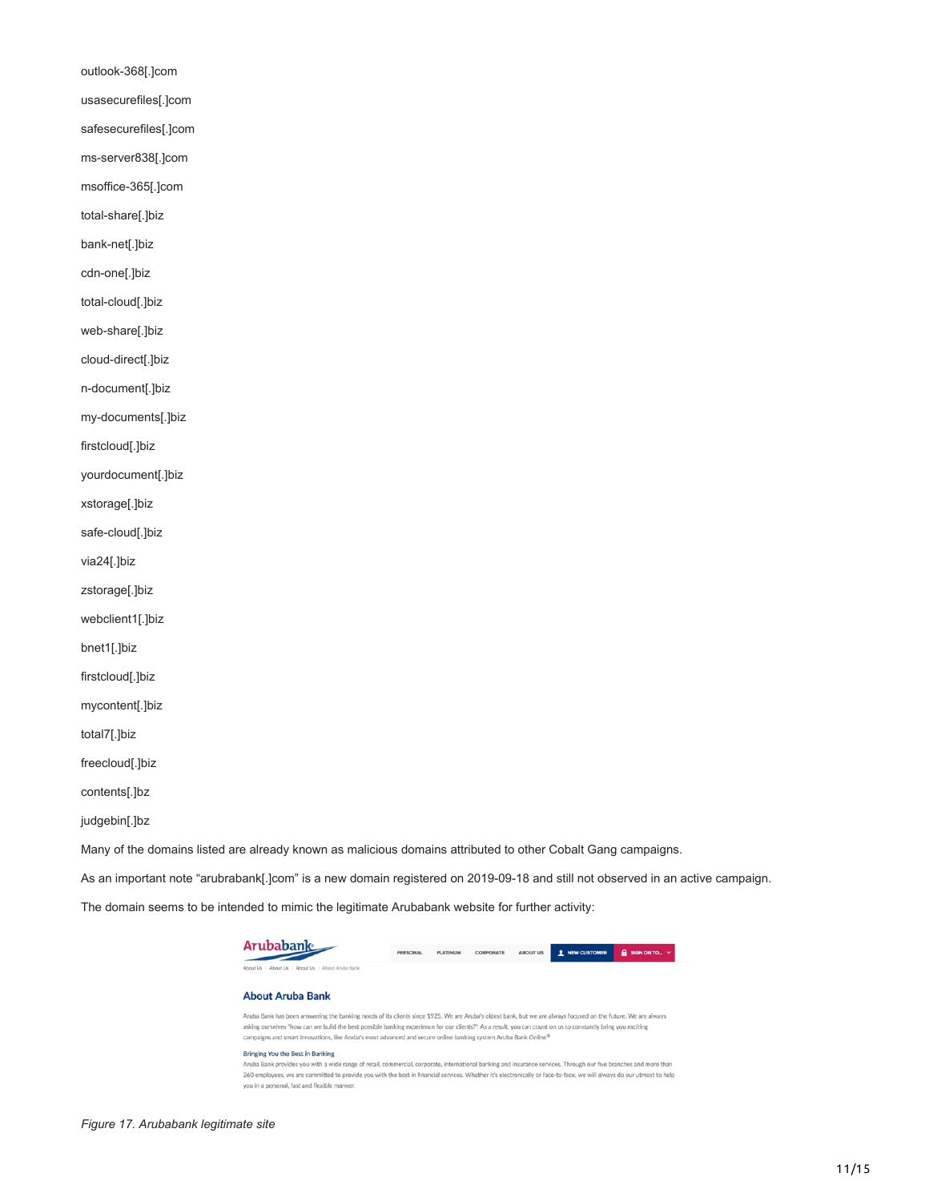outlook-368[.]com

usasecurefiles[.]com

safesecurefiles[.]com

ms-server838[.]com

msoffice-365[.]com

total-share[.]biz

bank-net[.]biz

cdn-one[.]biz

total-cloud[.]biz

web-share[.]biz

cloud-direct[.]biz

n-document[.]biz

my-documents[.]biz

firstcloud[.]biz

yourdocument[.]biz

xstorage[.]biz

safe-cloud[.]biz

via24[.]biz

zstorage[.]biz

webclient1[.]biz

bnet1[.]biz

firstcloud[.]biz

mycontent[.]biz

total7[.]biz

freecloud[.]biz

contents[.]bz

judgebin[.]bz

Many of the domains listed are already known as malicious domains attributed to other Cobalt Gang campaigns.

As an important note "arubrabank[.]com" is a new domain registered on 2019-09-18 and still not observed in an active campaign.

The domain seems to be intended to mimic the legitimate Arubabank website for further activity:

*Figure 17. Arubabank legitimate site*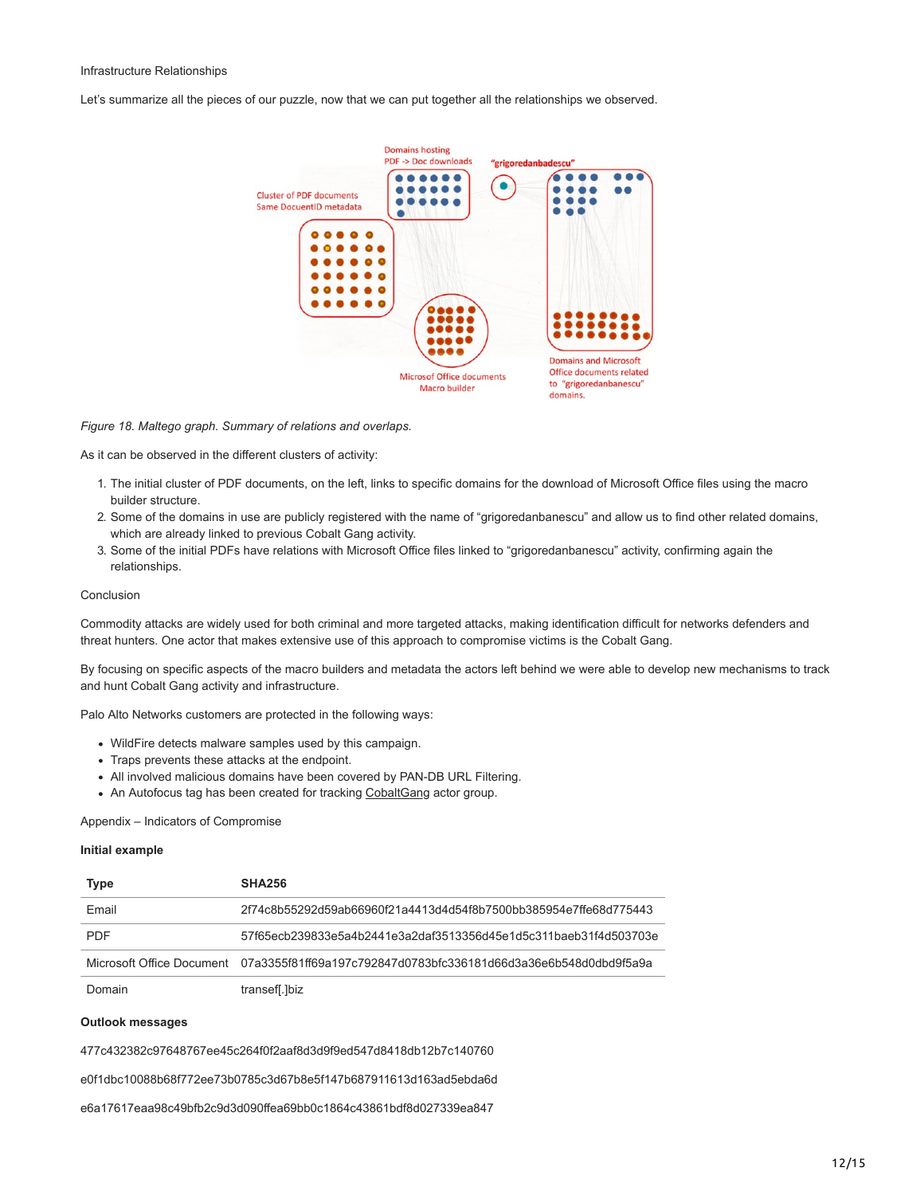Infrastructure Relationships

Let's summarize all the pieces of our puzzle, now that we can put together all the relationships we observed.

*Figure 18. Maltego graph. Summary of relations and overlaps.*

As it can be observed in the different clusters of activity:

1. The initial cluster of PDF documents, on the left, links to specific domains for the download of Microsoft Office files using the macro builder structure.
2. Some of the domains in use are publicly registered with the name of "grigoredanbanescu" and allow us to find other related domains, which are already linked to previous Cobalt Gang activity.
3. Some of the initial PDFs have relations with Microsoft Office files linked to "grigoredanbanescu" activity, confirming again the relationships.

Conclusion

Commodity attacks are widely used for both criminal and more targeted attacks, making identification difficult for networks defenders and threat hunters. One actor that makes extensive use of this approach to compromise victims is the Cobalt Gang.

By focusing on specific aspects of the macro builders and metadata the actors left behind we were able to develop new mechanisms to track and hunt Cobalt Gang activity and infrastructure.

Palo Alto Networks customers are protected in the following ways:

- WildFire detects malware samples used by this campaign.
- Traps prevents these attacks at the endpoint.
- All involved malicious domains have been covered by PAN-DB URL Filtering.
- An Autofocus tag has been created for tracking CobaltGang actor group.

Appendix – Indicators of Compromise

**Initial example**

| Type | SHA256 |
|---|---|
| Email | 2f74c8b55292d59ab66960f21a4413d4d54f8b7500bb385954e7ffe68d775443 |
| PDF | 57f65ecb239833e5a4b2441e3a2daf3513356d45e1d5c311baeb31f4d503703e |
| Microsoft Office Document | 07a3355f81ff69a197c792847d0783bfc336181d66d3a36e6b548d0dbd9f5a9a |
| Domain | transef[.]biz |

**Outlook messages**

477c432382c97648767ee45c264f0f2aaf8d3d9f9ed547d8418db12b7c140760

e0f1dbc10088b68f772ee73b0785c3d67b8e5f147b687911613d163ad5ebda6d

e6a17617eaa98c49bfb2c9d3d090ffea69bb0c1864c43861bdf8d027339ea847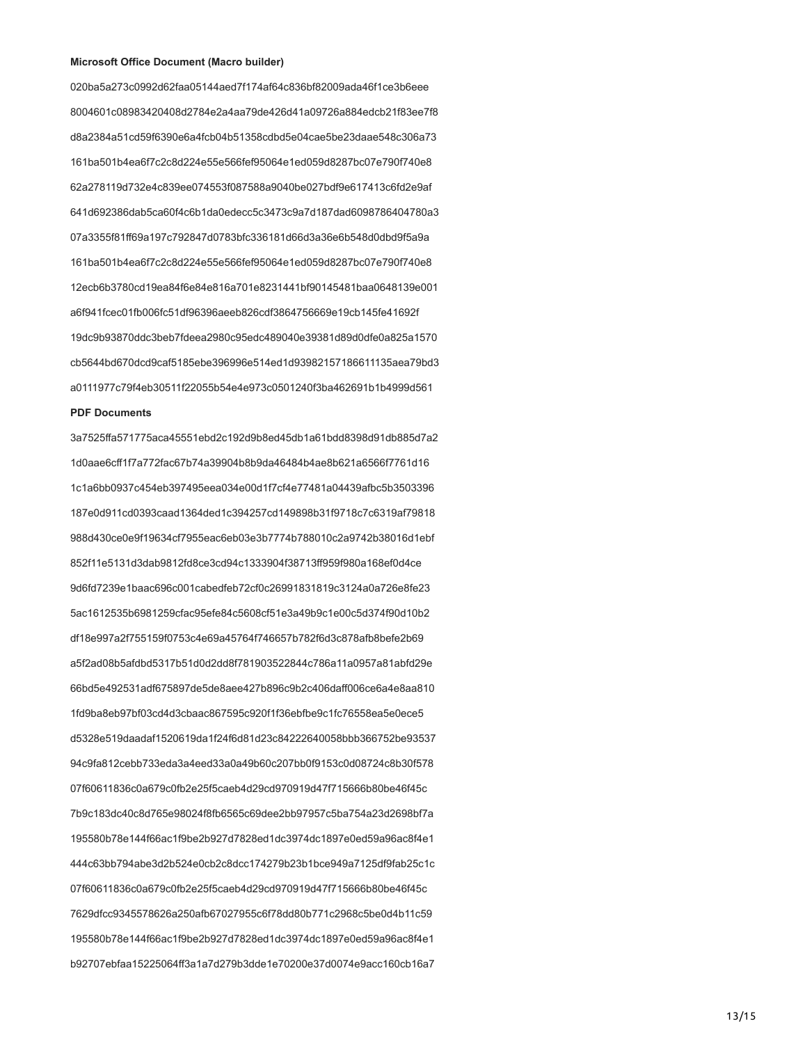**Microsoft Office Document (Macro builder)**

020ba5a273c0992d62faa05144aed7f174af64c836bf82009ada46f1ce3b6eee

8004601c08983420408d2784e2a4aa79de426d41a09726a884edcb21f83ee7f8

d8a2384a51cd59f6390e6a4fcb04b51358cdbd5e04cae5be23daae548c306a73

161ba501b4ea6f7c2c8d224e55e566fef95064e1ed059d8287bc07e790f740e8

62a278119d732e4c839ee074553f087588a9040be027bdf9e617413c6fd2e9af

641d692386dab5ca60f4c6b1da0edecc5c3473c9a7d187dad6098786404780a3

07a3355f81ff69a197c792847d0783bfc336181d66d3a36e6b548d0dbd9f5a9a

161ba501b4ea6f7c2c8d224e55e566fef95064e1ed059d8287bc07e790f740e8

12ecb6b3780cd19ea84f6e84e816a701e8231441bf90145481baa0648139e001

a6f941fcec01fb006fc51df96396aeeb826cdf3864756669e19cb145fe41692f

19dc9b93870ddc3beb7fdeea2980c95edc489040e39381d89d0dfe0a825a1570

cb5644bd670dcd9caf5185ebe396996e514ed1d93982157186611135aea79bd3

a0111977c79f4eb30511f22055b54e4e973c0501240f3ba462691b1b4999d561

**PDF Documents**

3a7525ffa571775aca45551ebd2c192d9b8ed45db1a61bdd8398d91db885d7a2

1d0aae6cff1f7a772fac67b74a39904b8b9da46484b4ae8b621a6566f7761d16

1c1a6bb0937c454eb397495eea034e00d1f7cf4e77481a04439afbc5b3503396

187e0d911cd0393caad1364ded1c394257cd149898b31f9718c7c6319af79818

988d430ce0e9f19634cf7955eac6eb03e3b7774b788010c2a9742b38016d1ebf

852f11e5131d3dab9812fd8ce3cd94c1333904f38713ff959f980a168ef0d4ce

9d6fd7239e1baac696c001cabedfeb72cf0c26991831819c3124a0a726e8fe23

5ac1612535b6981259cfac95efe84c5608cf51e3a49b9c1e00c5d374f90d10b2

df18e997a2f755159f0753c4e69a45764f746657b782f6d3c878afb8befe2b69

a5f2ad08b5afdbd5317b51d0d2dd8f781903522844c786a11a0957a81abfd29e

66bd5e492531adf675897de5de8aee427b896c9b2c406daff006ce6a4e8aa810

1fd9ba8eb97bf03cd4d3cbaac867595c920f1f36ebfbe9c1fc76558ea5e0ece5

d5328e519daadaf1520619da1f24f6d81d23c84222640058bbb366752be93537

94c9fa812cebb733eda3a4eed33a0a49b60c207bb0f9153c0d08724c8b30f578

07f60611836c0a679c0fb2e25f5caeb4d29cd970919d47f715666b80be46f45c

7b9c183dc40c8d765e98024f8fb6565c69dee2bb97957c5ba754a23d2698bf7a

195580b78e144f66ac1f9be2b927d7828ed1dc3974dc1897e0ed59a96ac8f4e1

444c63bb794abe3d2b524e0cb2c8dcc174279b23b1bce949a7125df9fab25c1c

07f60611836c0a679c0fb2e25f5caeb4d29cd970919d47f715666b80be46f45c

7629dfcc9345578626a250afb67027955c6f78dd80b771c2968c5be0d4b11c59

195580b78e144f66ac1f9be2b927d7828ed1dc3974dc1897e0ed59a96ac8f4e1

b92707ebfaa15225064ff3a1a7d279b3dde1e70200e37d0074e9acc160cb16a7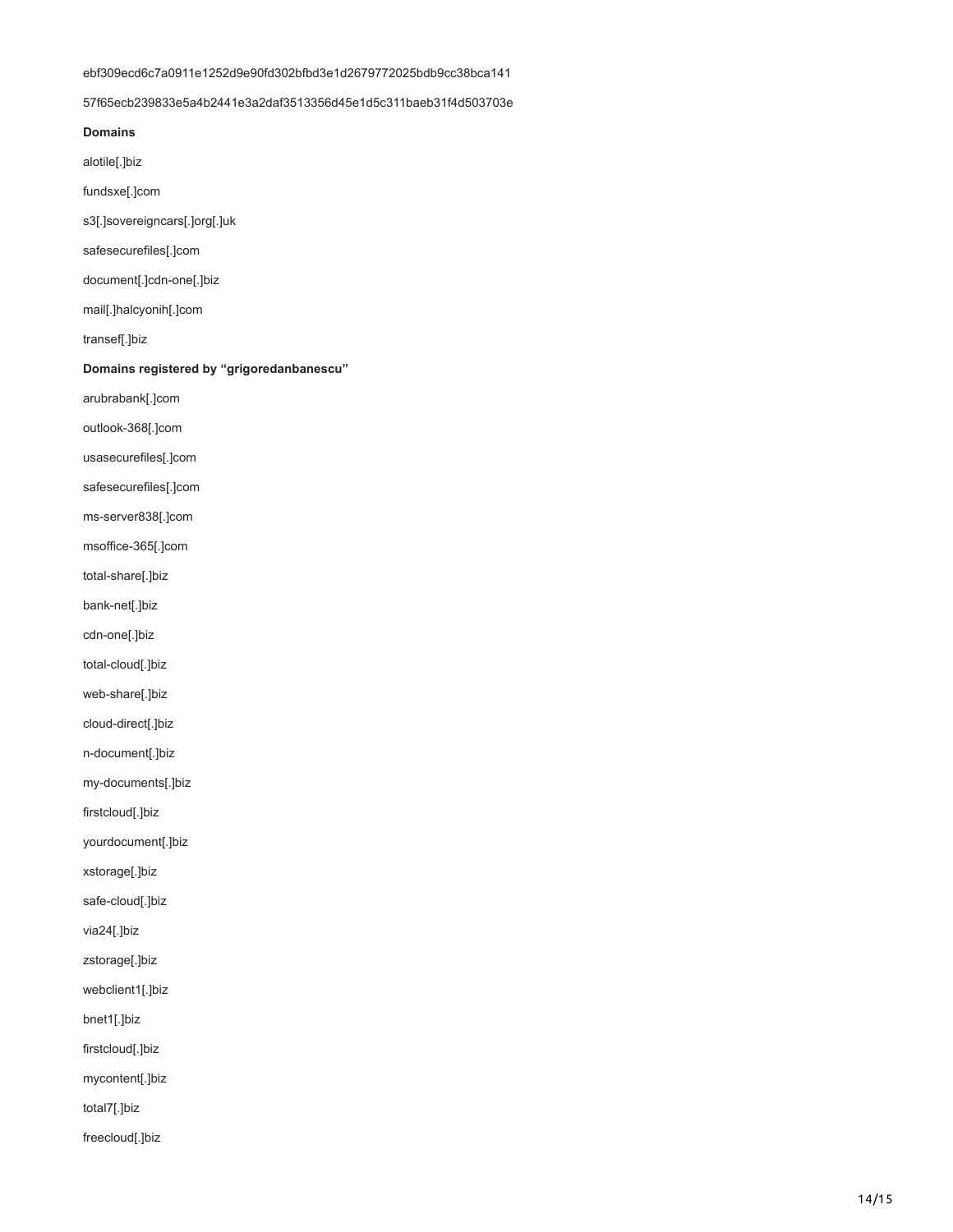ebf309ecd6c7a0911e1252d9e90fd302bfbd3e1d2679772025bdb9cc38bca141

57f65ecb239833e5a4b2441e3a2daf3513356d45e1d5c311baeb31f4d503703e

**Domains**

alotile[.]biz

fundsxe[.]com

s3[.]sovereigncars[.]org[.]uk

safesecurefiles[.]com

document[.]cdn-one[.]biz

mail[.]halcyonih[.]com

transef[.]biz

**Domains registered by "grigoredanbanescu"**

arubrabank[.]com

outlook-368[.]com

usasecurefiles[.]com

safesecurefiles[.]com

ms-server838[.]com

msoffice-365[.]com

total-share[.]biz

bank-net[.]biz

cdn-one[.]biz

total-cloud[.]biz

web-share[.]biz

cloud-direct[.]biz

n-document[.]biz

my-documents[.]biz

firstcloud[.]biz

yourdocument[.]biz

xstorage[.]biz

safe-cloud[.]biz

via24[.]biz

zstorage[.]biz

webclient1[.]biz

bnet1[.]biz

firstcloud[.]biz

mycontent[.]biz

total7[.]biz

freecloud[.]biz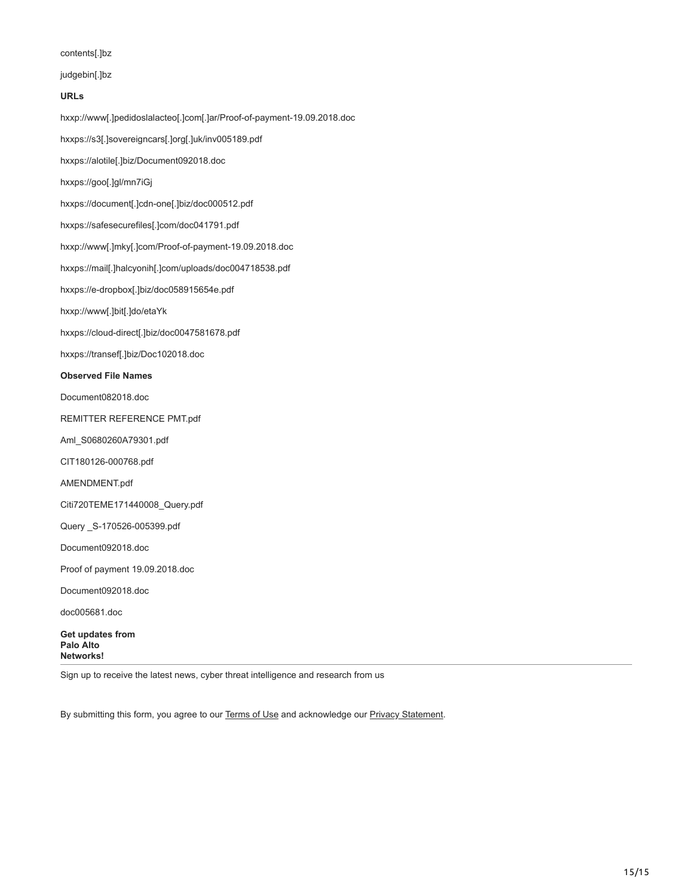contents[.]bz

judgebin[.]bz

**URLs**

hxxp://www[.]pedidoslalacteo[.]com[.]ar/Proof-of-payment-19.09.2018.doc

hxxps://s3[.]sovereigncars[.]org[.]uk/inv005189.pdf

hxxps://alotile[.]biz/Document092018.doc

hxxps://goo[.]gl/mn7iGj

hxxps://document[.]cdn-one[.]biz/doc000512.pdf

hxxps://safesecurefiles[.]com/doc041791.pdf

hxxp://www[.]mky[.]com/Proof-of-payment-19.09.2018.doc

hxxps://mail[.]halcyonih[.]com/uploads/doc004718538.pdf

hxxps://e-dropbox[.]biz/doc058915654e.pdf

hxxp://www[.]bit[.]do/etaYk

hxxps://cloud-direct[.]biz/doc0047581678.pdf

hxxps://transef[.]biz/Doc102018.doc

**Observed File Names**

Document082018.doc

REMITTER REFERENCE PMT.pdf

Aml_S0680260A79301.pdf

CIT180126-000768.pdf

AMENDMENT.pdf

Citi720TEME171440008_Query.pdf

Query _S-170526-005399.pdf

Document092018.doc

Proof of payment 19.09.2018.doc

Document092018.doc

doc005681.doc

**Get updates from Palo Alto Networks!**

Sign up to receive the latest news, cyber threat intelligence and research from us

By submitting this form, you agree to our Terms of Use and acknowledge our Privacy Statement.